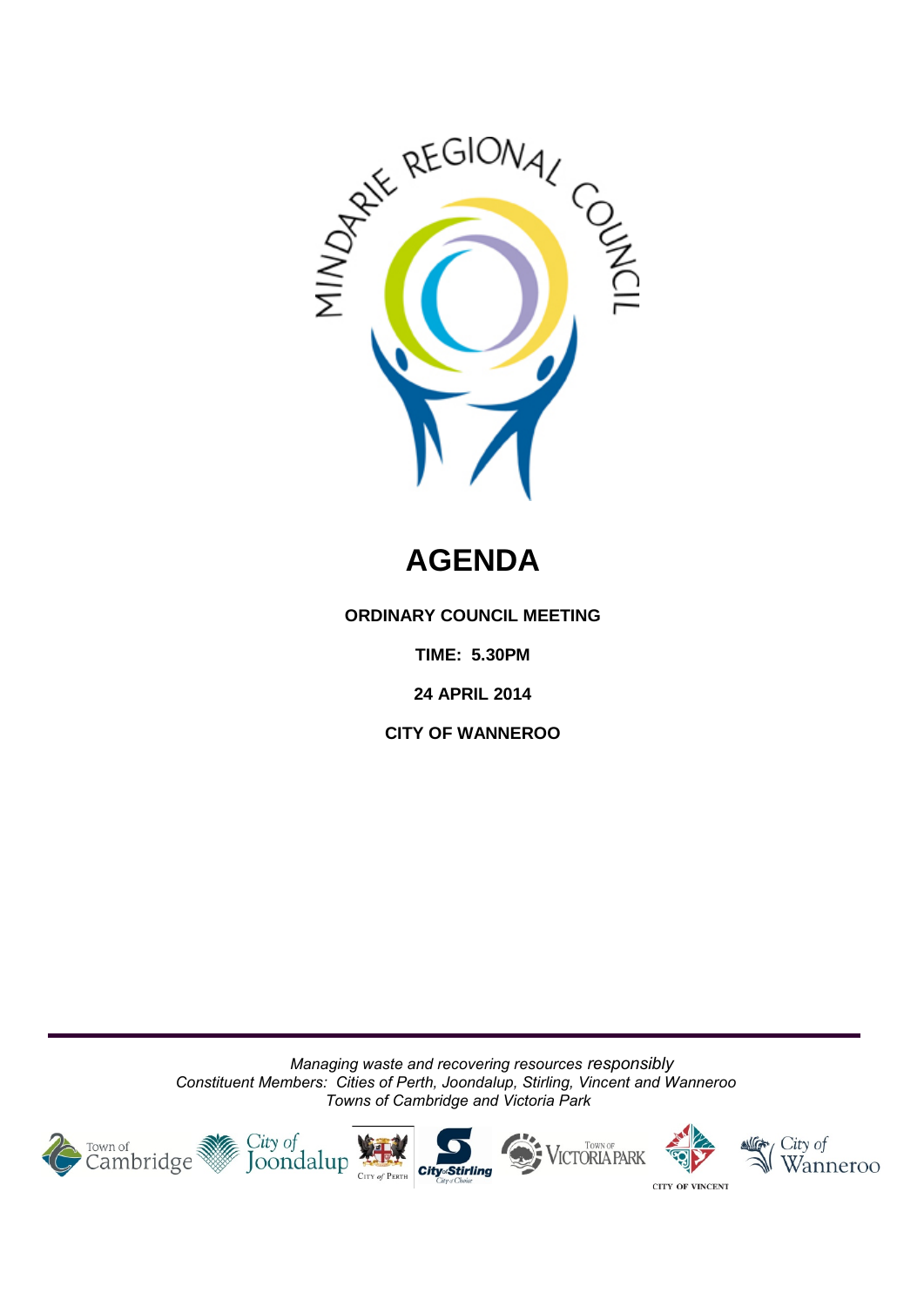MINDARIE REGIONAL COUNCIL

# AGENDA

**ORDINARY COUNCIL MEETING**

**TIME: 5.30PM**

**24 APRIL 2014**

**CITY OF WANNEROO**

---

*Managing waste and recovering resources responsibly*
*Constituent Members: Cities of Perth, Joondalup, Stirling, Vincent and Wanneroo*
*Towns of Cambridge and Victoria Park*

Town of Cambridge | City of Joondalup | City of Perth | City of Stirling | Town of Victoria Park | City of Vincent | City of Wanneroo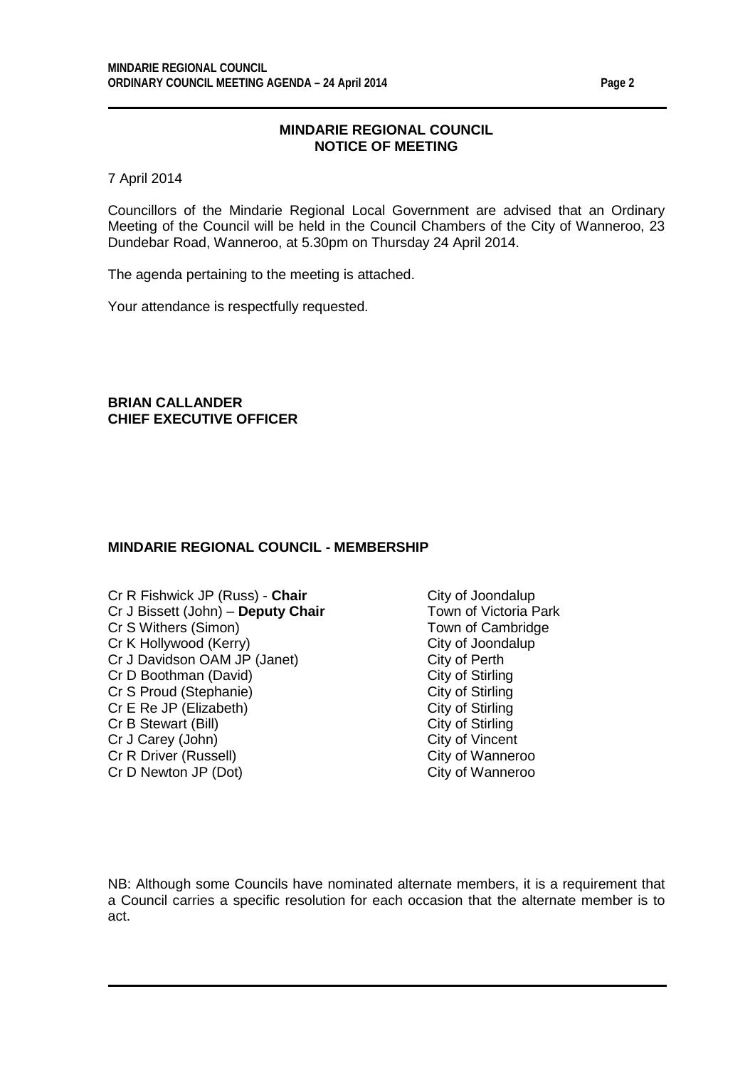## MINDARIE REGIONAL COUNCIL
## NOTICE OF MEETING

7 April 2014

Councillors of the Mindarie Regional Local Government are advised that an Ordinary Meeting of the Council will be held in the Council Chambers of the City of Wanneroo, 23 Dundebar Road, Wanneroo, at 5.30pm on Thursday 24 April 2014.

The agenda pertaining to the meeting is attached.

Your attendance is respectfully requested.

**BRIAN CALLANDER**
**CHIEF EXECUTIVE OFFICER**

## MINDARIE REGIONAL COUNCIL - MEMBERSHIP

| | |
|---|---|
| Cr R Fishwick JP (Russ) - **Chair** | City of Joondalup |
| Cr J Bissett (John) – **Deputy Chair** | Town of Victoria Park |
| Cr S Withers (Simon) | Town of Cambridge |
| Cr K Hollywood (Kerry) | City of Joondalup |
| Cr J Davidson OAM JP (Janet) | City of Perth |
| Cr D Boothman (David) | City of Stirling |
| Cr S Proud (Stephanie) | City of Stirling |
| Cr E Re JP (Elizabeth) | City of Stirling |
| Cr B Stewart (Bill) | City of Stirling |
| Cr J Carey (John) | City of Vincent |
| Cr R Driver (Russell) | City of Wanneroo |
| Cr D Newton JP (Dot) | City of Wanneroo |

NB: Although some Councils have nominated alternate members, it is a requirement that a Council carries a specific resolution for each occasion that the alternate member is to act.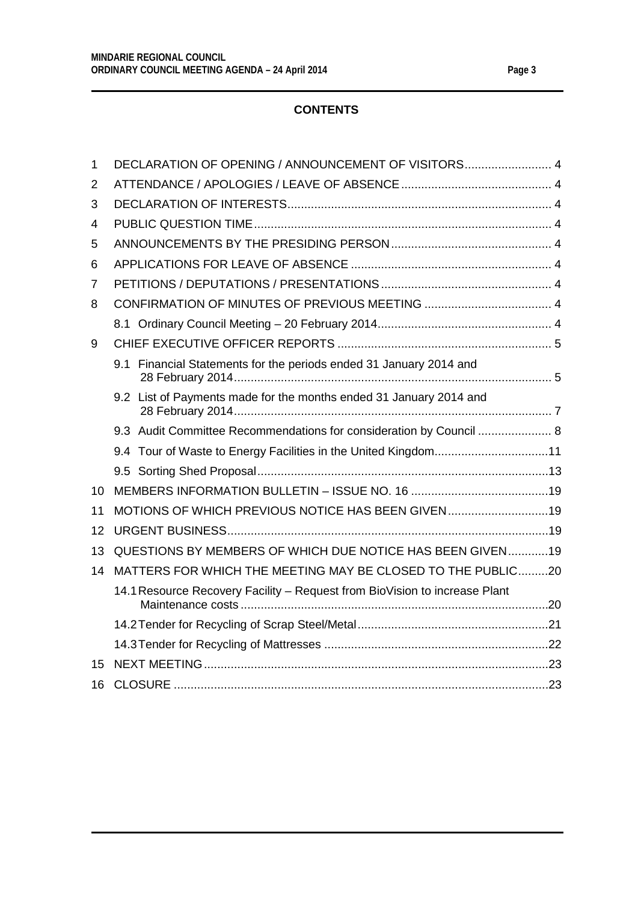**CONTENTS**

| | | |
|---|---|---|
| 1 | DECLARATION OF OPENING / ANNOUNCEMENT OF VISITORS | 4 |
| 2 | ATTENDANCE / APOLOGIES / LEAVE OF ABSENCE | 4 |
| 3 | DECLARATION OF INTERESTS | 4 |
| 4 | PUBLIC QUESTION TIME | 4 |
| 5 | ANNOUNCEMENTS BY THE PRESIDING PERSON | 4 |
| 6 | APPLICATIONS FOR LEAVE OF ABSENCE | 4 |
| 7 | PETITIONS / DEPUTATIONS / PRESENTATIONS | 4 |
| 8 | CONFIRMATION OF MINUTES OF PREVIOUS MEETING | 4 |
| | 8.1 Ordinary Council Meeting – 20 February 2014 | 4 |
| 9 | CHIEF EXECUTIVE OFFICER REPORTS | 5 |
| | 9.1 Financial Statements for the periods ended 31 January 2014 and 28 February 2014 | 5 |
| | 9.2 List of Payments made for the months ended 31 January 2014 and 28 February 2014 | 7 |
| | 9.3 Audit Committee Recommendations for consideration by Council | 8 |
| | 9.4 Tour of Waste to Energy Facilities in the United Kingdom | 11 |
| | 9.5 Sorting Shed Proposal | 13 |
| 10 | MEMBERS INFORMATION BULLETIN – ISSUE NO. 16 | 19 |
| 11 | MOTIONS OF WHICH PREVIOUS NOTICE HAS BEEN GIVEN | 19 |
| 12 | URGENT BUSINESS | 19 |
| 13 | QUESTIONS BY MEMBERS OF WHICH DUE NOTICE HAS BEEN GIVEN | 19 |
| 14 | MATTERS FOR WHICH THE MEETING MAY BE CLOSED TO THE PUBLIC | 20 |
| | 14.1 Resource Recovery Facility – Request from BioVision to increase Plant Maintenance costs | 20 |
| | 14.2 Tender for Recycling of Scrap Steel/Metal | 21 |
| | 14.3 Tender for Recycling of Mattresses | 22 |
| 15 | NEXT MEETING | 23 |
| 16 | CLOSURE | 23 |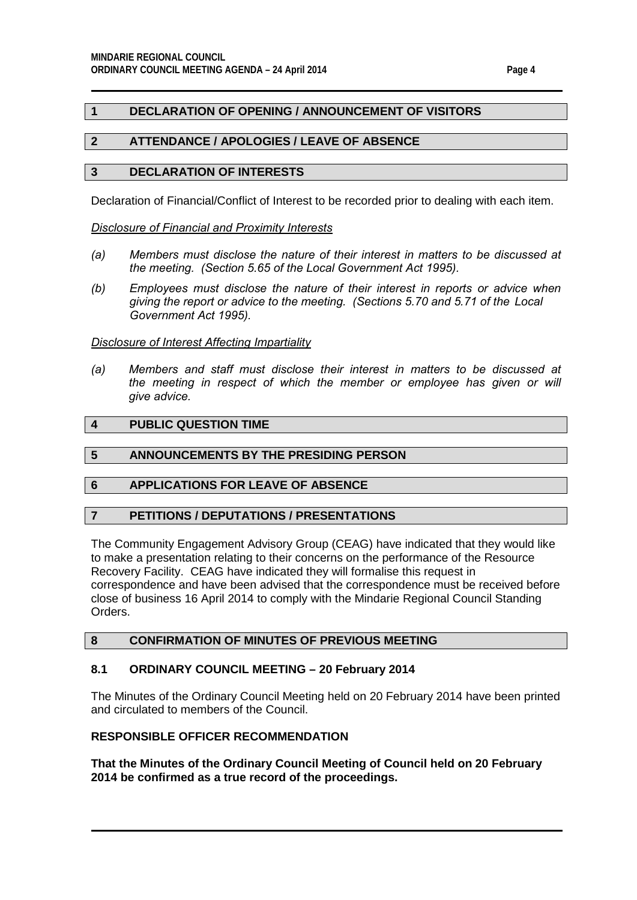## 1 DECLARATION OF OPENING / ANNOUNCEMENT OF VISITORS

## 2 ATTENDANCE / APOLOGIES / LEAVE OF ABSENCE

## 3 DECLARATION OF INTERESTS

Declaration of Financial/Conflict of Interest to be recorded prior to dealing with each item.

_Disclosure of Financial and Proximity Interests_

*(a) Members must disclose the nature of their interest in matters to be discussed at the meeting. (Section 5.65 of the Local Government Act 1995).*

*(b) Employees must disclose the nature of their interest in reports or advice when giving the report or advice to the meeting. (Sections 5.70 and 5.71 of the Local Government Act 1995).*

_Disclosure of Interest Affecting Impartiality_

*(a) Members and staff must disclose their interest in matters to be discussed at the meeting in respect of which the member or employee has given or will give advice.*

## 4 PUBLIC QUESTION TIME

## 5 ANNOUNCEMENTS BY THE PRESIDING PERSON

## 6 APPLICATIONS FOR LEAVE OF ABSENCE

## 7 PETITIONS / DEPUTATIONS / PRESENTATIONS

The Community Engagement Advisory Group (CEAG) have indicated that they would like to make a presentation relating to their concerns on the performance of the Resource Recovery Facility. CEAG have indicated they will formalise this request in correspondence and have been advised that the correspondence must be received before close of business 16 April 2014 to comply with the Mindarie Regional Council Standing Orders.

## 8 CONFIRMATION OF MINUTES OF PREVIOUS MEETING

### 8.1 ORDINARY COUNCIL MEETING – 20 February 2014

The Minutes of the Ordinary Council Meeting held on 20 February 2014 have been printed and circulated to members of the Council.

**RESPONSIBLE OFFICER RECOMMENDATION**

**That the Minutes of the Ordinary Council Meeting of Council held on 20 February 2014 be confirmed as a true record of the proceedings.**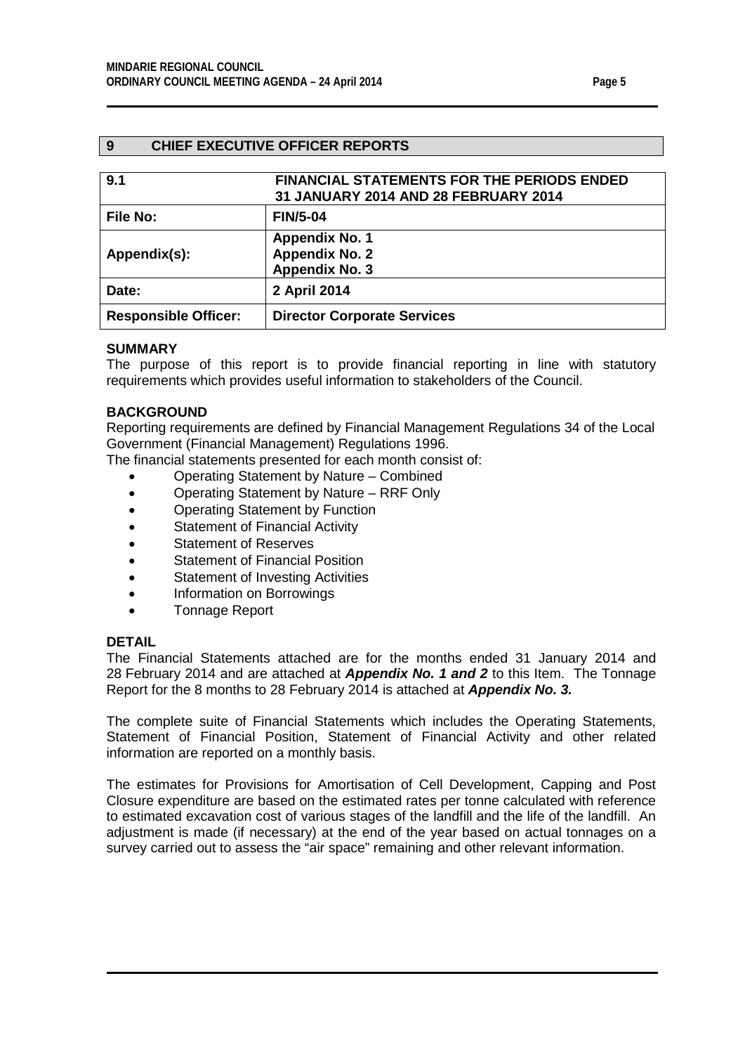## 9 CHIEF EXECUTIVE OFFICER REPORTS

| 9.1 | FINANCIAL STATEMENTS FOR THE PERIODS ENDED 31 JANUARY 2014 AND 28 FEBRUARY 2014 |
|---|---|
| **File No:** | **FIN/5-04** |
| **Appendix(s):** | **Appendix No. 1**<br>**Appendix No. 2**<br>**Appendix No. 3** |
| **Date:** | **2 April 2014** |
| **Responsible Officer:** | **Director Corporate Services** |

**SUMMARY**

The purpose of this report is to provide financial reporting in line with statutory requirements which provides useful information to stakeholders of the Council.

**BACKGROUND**

Reporting requirements are defined by Financial Management Regulations 34 of the Local Government (Financial Management) Regulations 1996.

The financial statements presented for each month consist of:

- Operating Statement by Nature – Combined
- Operating Statement by Nature – RRF Only
- Operating Statement by Function
- Statement of Financial Activity
- Statement of Reserves
- Statement of Financial Position
- Statement of Investing Activities
- Information on Borrowings
- Tonnage Report

**DETAIL**

The Financial Statements attached are for the months ended 31 January 2014 and 28 February 2014 and are attached at ***Appendix No. 1 and 2*** to this Item. The Tonnage Report for the 8 months to 28 February 2014 is attached at ***Appendix No. 3.***

The complete suite of Financial Statements which includes the Operating Statements, Statement of Financial Position, Statement of Financial Activity and other related information are reported on a monthly basis.

The estimates for Provisions for Amortisation of Cell Development, Capping and Post Closure expenditure are based on the estimated rates per tonne calculated with reference to estimated excavation cost of various stages of the landfill and the life of the landfill. An adjustment is made (if necessary) at the end of the year based on actual tonnages on a survey carried out to assess the "air space" remaining and other relevant information.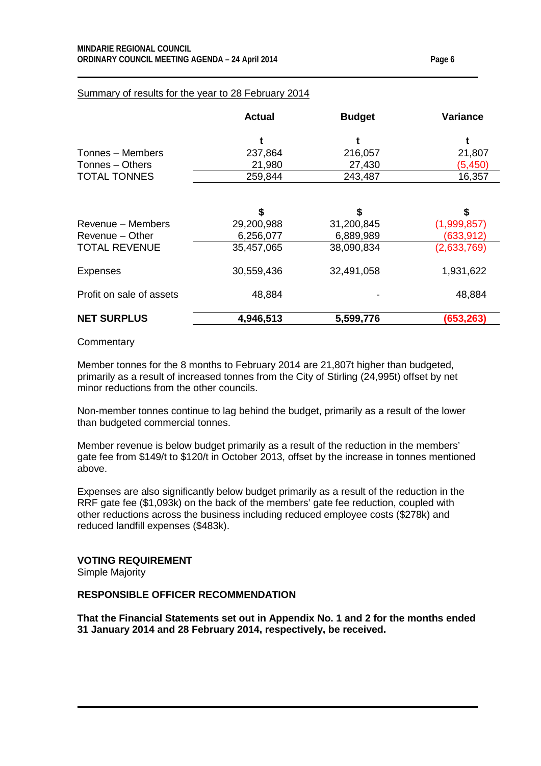Summary of results for the year to 28 February 2014

| | Actual | Budget | Variance |
|---|---|---|---|
| | t | t | t |
| Tonnes – Members | 237,864 | 216,057 | 21,807 |
| Tonnes – Others | 21,980 | 27,430 | (5,450) |
| TOTAL TONNES | 259,844 | 243,487 | 16,357 |
| | | | |
| | $ | $ | $ |
| Revenue – Members | 29,200,988 | 31,200,845 | (1,999,857) |
| Revenue – Other | 6,256,077 | 6,889,989 | (633,912) |
| TOTAL REVENUE | 35,457,065 | 38,090,834 | (2,633,769) |
| Expenses | 30,559,436 | 32,491,058 | 1,931,622 |
| Profit on sale of assets | 48,884 | - | 48,884 |
| **NET SURPLUS** | **4,946,513** | **5,599,776** | **(653,263)** |

Commentary

Member tonnes for the 8 months to February 2014 are 21,807t higher than budgeted, primarily as a result of increased tonnes from the City of Stirling (24,995t) offset by net minor reductions from the other councils.

Non-member tonnes continue to lag behind the budget, primarily as a result of the lower than budgeted commercial tonnes.

Member revenue is below budget primarily as a result of the reduction in the members' gate fee from $149/t to $120/t in October 2013, offset by the increase in tonnes mentioned above.

Expenses are also significantly below budget primarily as a result of the reduction in the RRF gate fee ($1,093k) on the back of the members' gate fee reduction, coupled with other reductions across the business including reduced employee costs ($278k) and reduced landfill expenses ($483k).

**VOTING REQUIREMENT**

Simple Majority

**RESPONSIBLE OFFICER RECOMMENDATION**

**That the Financial Statements set out in Appendix No. 1 and 2 for the months ended 31 January 2014 and 28 February 2014, respectively, be received.**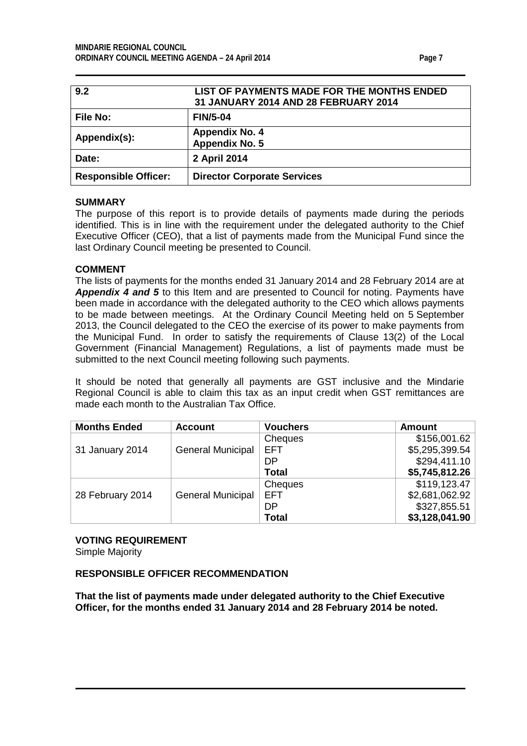| 9.2 | LIST OF PAYMENTS MADE FOR THE MONTHS ENDED 31 JANUARY 2014 AND 28 FEBRUARY 2014 |
|---|---|
| **File No:** | **FIN/5-04** |
| **Appendix(s):** | **Appendix No. 4**<br>**Appendix No. 5** |
| **Date:** | **2 April 2014** |
| **Responsible Officer:** | **Director Corporate Services** |

**SUMMARY**

The purpose of this report is to provide details of payments made during the periods identified. This is in line with the requirement under the delegated authority to the Chief Executive Officer (CEO), that a list of payments made from the Municipal Fund since the last Ordinary Council meeting be presented to Council.

**COMMENT**

The lists of payments for the months ended 31 January 2014 and 28 February 2014 are at ***Appendix 4 and 5*** to this Item and are presented to Council for noting. Payments have been made in accordance with the delegated authority to the CEO which allows payments to be made between meetings. At the Ordinary Council Meeting held on 5 September 2013, the Council delegated to the CEO the exercise of its power to make payments from the Municipal Fund. In order to satisfy the requirements of Clause 13(2) of the Local Government (Financial Management) Regulations, a list of payments made must be submitted to the next Council meeting following such payments.

It should be noted that generally all payments are GST inclusive and the Mindarie Regional Council is able to claim this tax as an input credit when GST remittances are made each month to the Australian Tax Office.

| Months Ended | Account | Vouchers | Amount |
|---|---|---|---|
| 31 January 2014 | General Municipal | Cheques | $156,001.62 |
| | | EFT | $5,295,399.54 |
| | | DP | $294,411.10 |
| | | **Total** | **$5,745,812.26** |
| 28 February 2014 | General Municipal | Cheques | $119,123.47 |
| | | EFT | $2,681,062.92 |
| | | DP | $327,855.51 |
| | | **Total** | **$3,128,041.90** |

**VOTING REQUIREMENT**

Simple Majority

**RESPONSIBLE OFFICER RECOMMENDATION**

**That the list of payments made under delegated authority to the Chief Executive Officer, for the months ended 31 January 2014 and 28 February 2014 be noted.**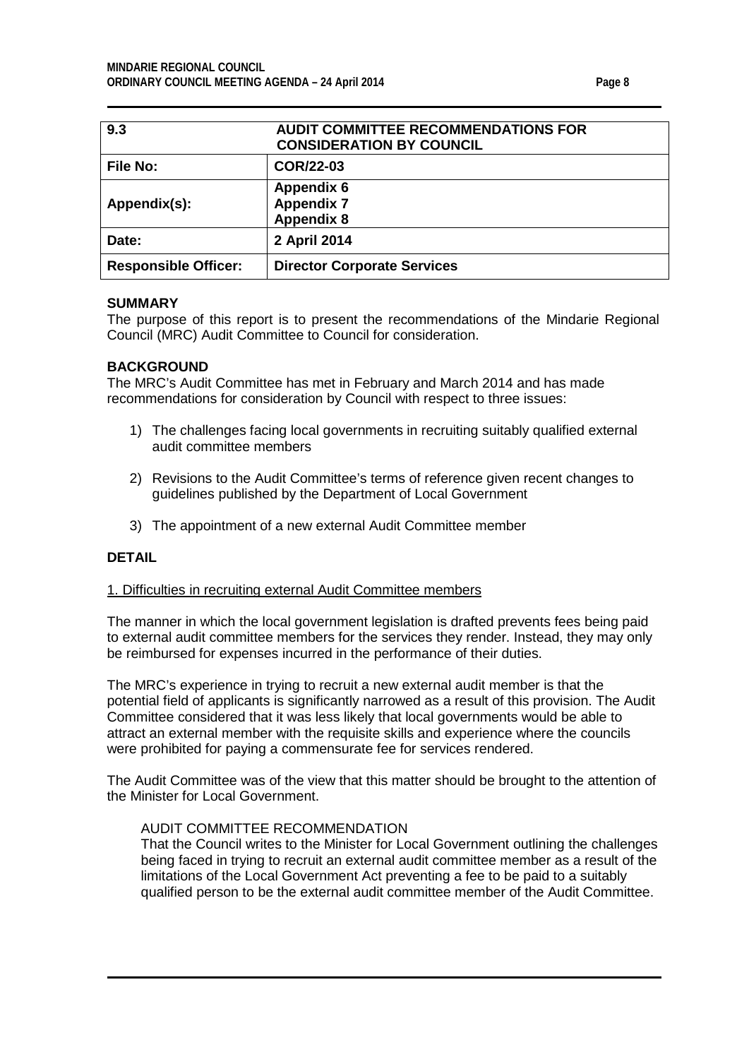| 9.3 | AUDIT COMMITTEE RECOMMENDATIONS FOR CONSIDERATION BY COUNCIL |
|---|---|
| **File No:** | **COR/22-03** |
| **Appendix(s):** | **Appendix 6**<br>**Appendix 7**<br>**Appendix 8** |
| **Date:** | **2 April 2014** |
| **Responsible Officer:** | **Director Corporate Services** |

**SUMMARY**

The purpose of this report is to present the recommendations of the Mindarie Regional Council (MRC) Audit Committee to Council for consideration.

**BACKGROUND**

The MRC's Audit Committee has met in February and March 2014 and has made recommendations for consideration by Council with respect to three issues:

1) The challenges facing local governments in recruiting suitably qualified external audit committee members

2) Revisions to the Audit Committee's terms of reference given recent changes to guidelines published by the Department of Local Government

3) The appointment of a new external Audit Committee member

**DETAIL**

1. Difficulties in recruiting external Audit Committee members

The manner in which the local government legislation is drafted prevents fees being paid to external audit committee members for the services they render. Instead, they may only be reimbursed for expenses incurred in the performance of their duties.

The MRC's experience in trying to recruit a new external audit member is that the potential field of applicants is significantly narrowed as a result of this provision. The Audit Committee considered that it was less likely that local governments would be able to attract an external member with the requisite skills and experience where the councils were prohibited for paying a commensurate fee for services rendered.

The Audit Committee was of the view that this matter should be brought to the attention of the Minister for Local Government.

AUDIT COMMITTEE RECOMMENDATION

That the Council writes to the Minister for Local Government outlining the challenges being faced in trying to recruit an external audit committee member as a result of the limitations of the Local Government Act preventing a fee to be paid to a suitably qualified person to be the external audit committee member of the Audit Committee.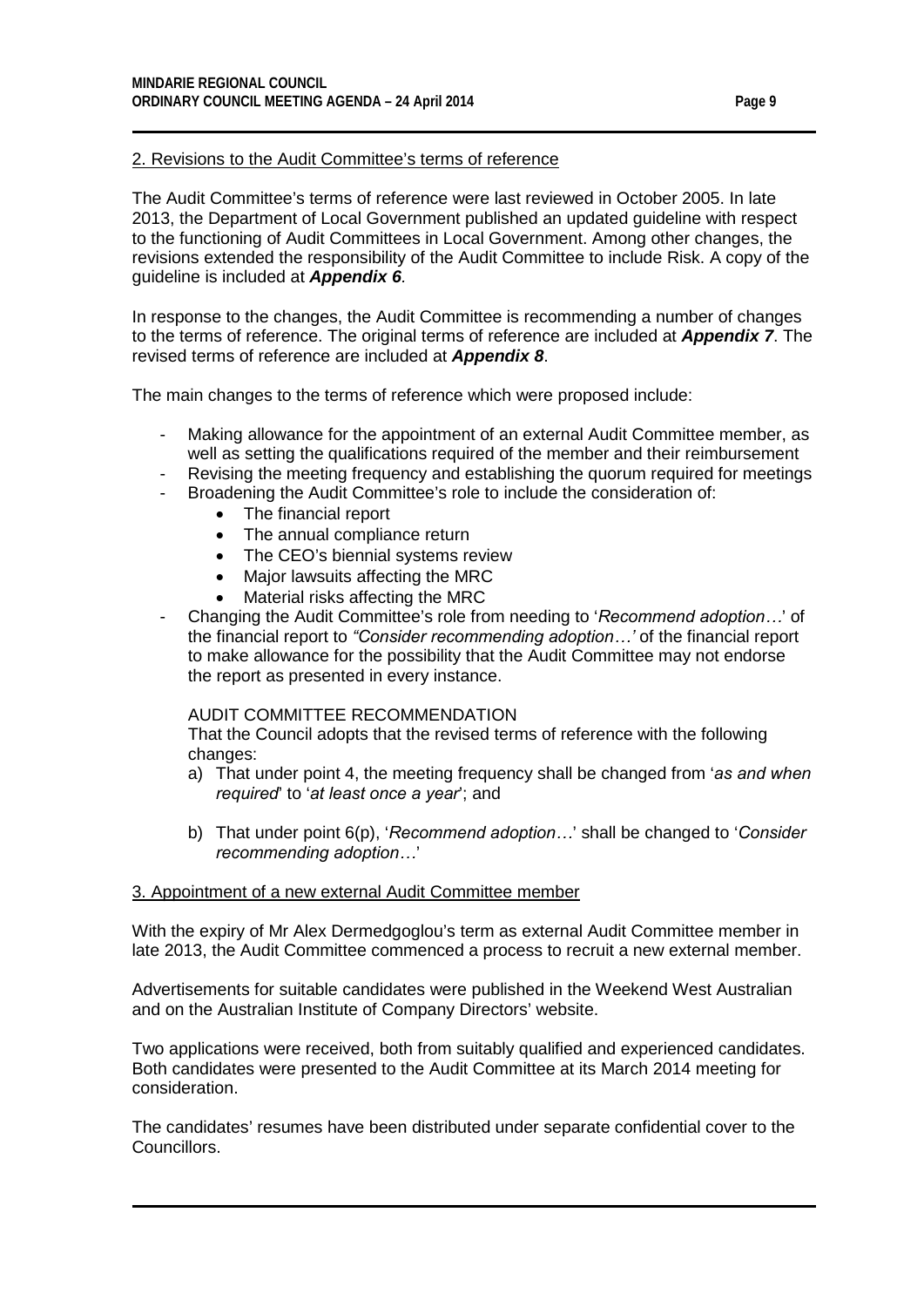<u>2. Revisions to the Audit Committee's terms of reference</u>

The Audit Committee's terms of reference were last reviewed in October 2005. In late 2013, the Department of Local Government published an updated guideline with respect to the functioning of Audit Committees in Local Government. Among other changes, the revisions extended the responsibility of the Audit Committee to include Risk. A copy of the guideline is included at ***Appendix 6***.

In response to the changes, the Audit Committee is recommending a number of changes to the terms of reference. The original terms of reference are included at ***Appendix 7***. The revised terms of reference are included at ***Appendix 8***.

The main changes to the terms of reference which were proposed include:

- Making allowance for the appointment of an external Audit Committee member, as well as setting the qualifications required of the member and their reimbursement
- Revising the meeting frequency and establishing the quorum required for meetings
- Broadening the Audit Committee's role to include the consideration of:
    - The financial report
    - The annual compliance return
    - The CEO's biennial systems review
    - Major lawsuits affecting the MRC
    - Material risks affecting the MRC
- Changing the Audit Committee's role from needing to '*Recommend adoption…*' of the financial report to *"Consider recommending adoption…'* of the financial report to make allowance for the possibility that the Audit Committee may not endorse the report as presented in every instance.

AUDIT COMMITTEE RECOMMENDATION

That the Council adopts that the revised terms of reference with the following changes:

a) That under point 4, the meeting frequency shall be changed from '*as and when required*' to '*at least once a year*'; and

b) That under point 6(p), '*Recommend adoption…*' shall be changed to '*Consider recommending adoption…*'

<u>3. Appointment of a new external Audit Committee member</u>

With the expiry of Mr Alex Dermedgoglou's term as external Audit Committee member in late 2013, the Audit Committee commenced a process to recruit a new external member.

Advertisements for suitable candidates were published in the Weekend West Australian and on the Australian Institute of Company Directors' website.

Two applications were received, both from suitably qualified and experienced candidates. Both candidates were presented to the Audit Committee at its March 2014 meeting for consideration.

The candidates' resumes have been distributed under separate confidential cover to the Councillors.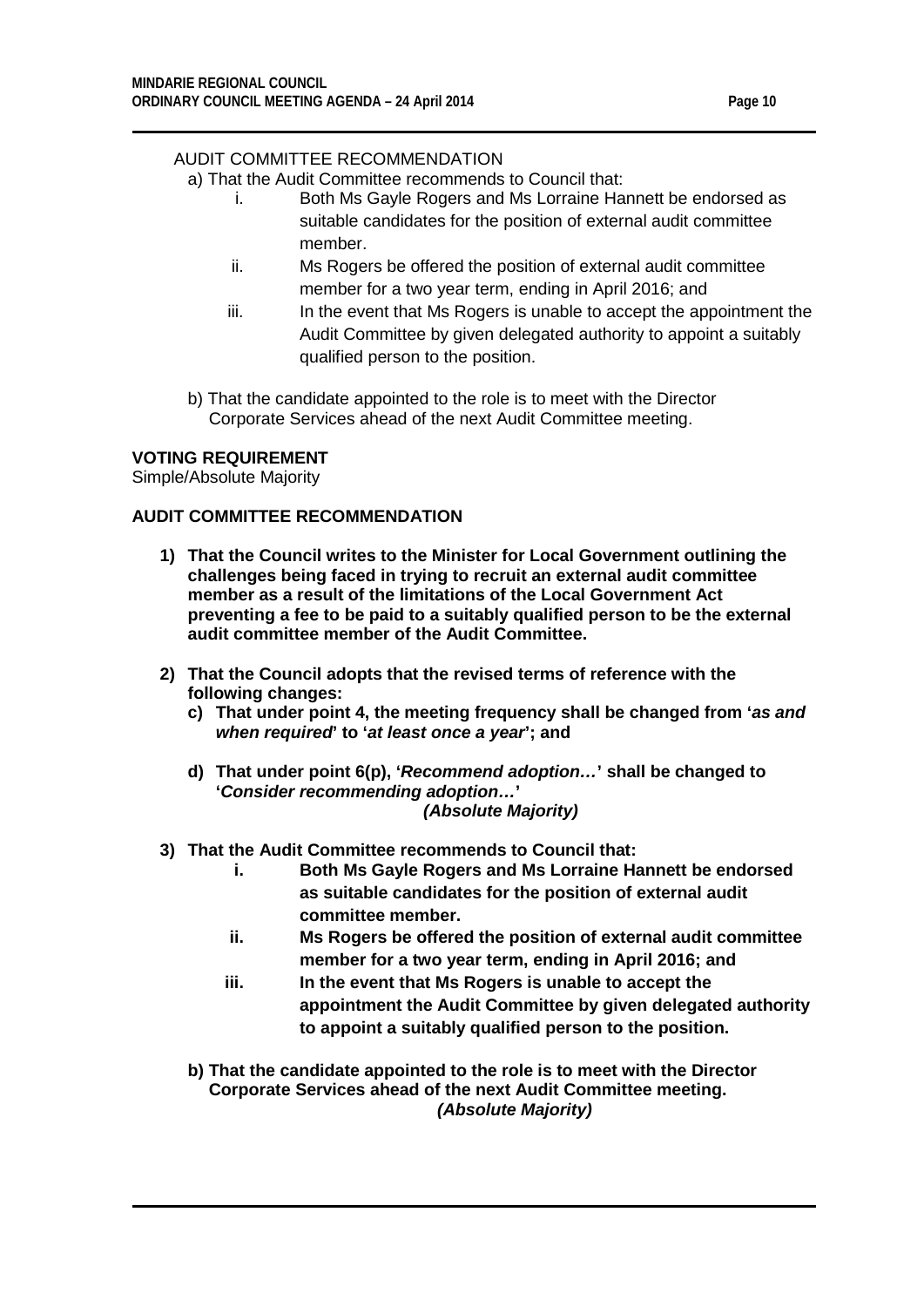AUDIT COMMITTEE RECOMMENDATION

a) That the Audit Committee recommends to Council that:

   i. Both Ms Gayle Rogers and Ms Lorraine Hannett be endorsed as suitable candidates for the position of external audit committee member.

   ii. Ms Rogers be offered the position of external audit committee member for a two year term, ending in April 2016; and

   iii. In the event that Ms Rogers is unable to accept the appointment the Audit Committee by given delegated authority to appoint a suitably qualified person to the position.

b) That the candidate appointed to the role is to meet with the Director Corporate Services ahead of the next Audit Committee meeting.

**VOTING REQUIREMENT**

Simple/Absolute Majority

**AUDIT COMMITTEE RECOMMENDATION**

1) **That the Council writes to the Minister for Local Government outlining the challenges being faced in trying to recruit an external audit committee member as a result of the limitations of the Local Government Act preventing a fee to be paid to a suitably qualified person to be the external audit committee member of the Audit Committee.**

2) **That the Council adopts that the revised terms of reference with the following changes:**

   c) **That under point 4, the meeting frequency shall be changed from '*as and when required*' to '*at least once a year*'; and**

   d) **That under point 6(p), '*Recommend adoption…*' shall be changed to '*Consider recommending adoption…*'**

   ***(Absolute Majority)***

3) **That the Audit Committee recommends to Council that:**

   i. **Both Ms Gayle Rogers and Ms Lorraine Hannett be endorsed as suitable candidates for the position of external audit committee member.**

   ii. **Ms Rogers be offered the position of external audit committee member for a two year term, ending in April 2016; and**

   iii. **In the event that Ms Rogers is unable to accept the appointment the Audit Committee by given delegated authority to appoint a suitably qualified person to the position.**

   b) **That the candidate appointed to the role is to meet with the Director Corporate Services ahead of the next Audit Committee meeting.**

   ***(Absolute Majority)***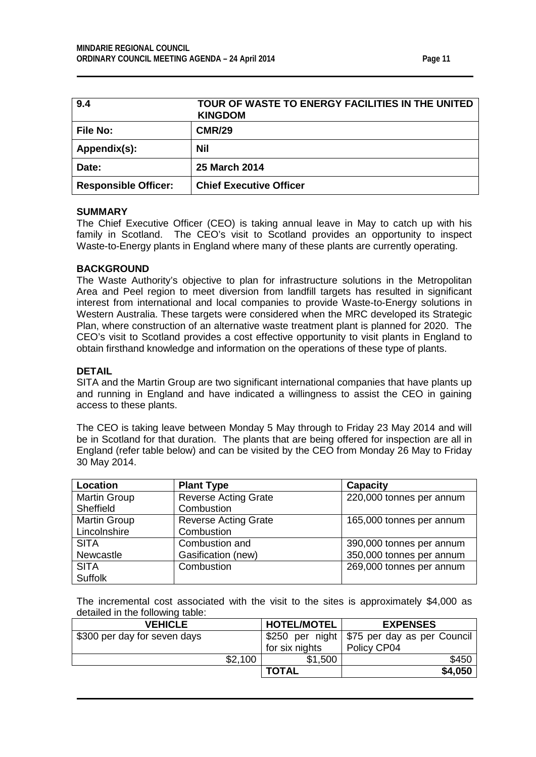| 9.4 | TOUR OF WASTE TO ENERGY FACILITIES IN THE UNITED KINGDOM |
|---|---|
| **File No:** | **CMR/29** |
| **Appendix(s):** | **Nil** |
| **Date:** | **25 March 2014** |
| **Responsible Officer:** | **Chief Executive Officer** |

**SUMMARY**

The Chief Executive Officer (CEO) is taking annual leave in May to catch up with his family in Scotland. The CEO's visit to Scotland provides an opportunity to inspect Waste-to-Energy plants in England where many of these plants are currently operating.

**BACKGROUND**

The Waste Authority's objective to plan for infrastructure solutions in the Metropolitan Area and Peel region to meet diversion from landfill targets has resulted in significant interest from international and local companies to provide Waste-to-Energy solutions in Western Australia. These targets were considered when the MRC developed its Strategic Plan, where construction of an alternative waste treatment plant is planned for 2020. The CEO's visit to Scotland provides a cost effective opportunity to visit plants in England to obtain firsthand knowledge and information on the operations of these type of plants.

**DETAIL**

SITA and the Martin Group are two significant international companies that have plants up and running in England and have indicated a willingness to assist the CEO in gaining access to these plants.

The CEO is taking leave between Monday 5 May through to Friday 23 May 2014 and will be in Scotland for that duration. The plants that are being offered for inspection are all in England (refer table below) and can be visited by the CEO from Monday 26 May to Friday 30 May 2014.

| Location | Plant Type | Capacity |
|---|---|---|
| Martin Group Sheffield | Reverse Acting Grate Combustion | 220,000 tonnes per annum |
| Martin Group Lincolnshire | Reverse Acting Grate Combustion | 165,000 tonnes per annum |
| SITA Newcastle | Combustion and Gasification (new) | 390,000 tonnes per annum<br>350,000 tonnes per annum |
| SITA Suffolk | Combustion | 269,000 tonnes per annum |

The incremental cost associated with the visit to the sites is approximately $4,000 as detailed in the following table:

| VEHICLE | HOTEL/MOTEL | EXPENSES |
|---|---|---|
| $300 per day for seven days | $250 per night for six nights | $75 per day as per Council Policy CP04 |
| $2,100 | $1,500 | $450 |
| | **TOTAL** | **$4,050** |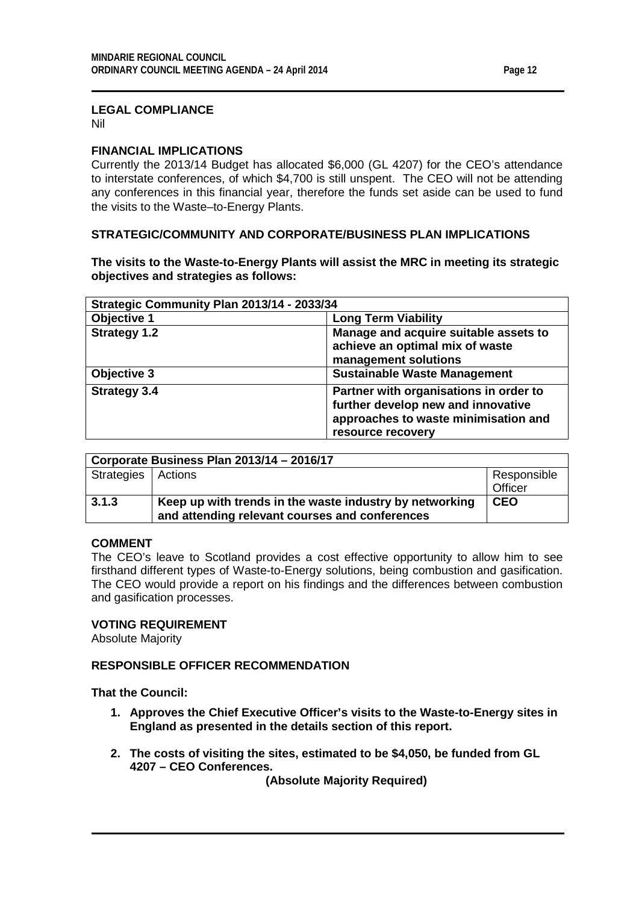**LEGAL COMPLIANCE**

Nil

**FINANCIAL IMPLICATIONS**

Currently the 2013/14 Budget has allocated $6,000 (GL 4207) for the CEO's attendance to interstate conferences, of which $4,700 is still unspent. The CEO will not be attending any conferences in this financial year, therefore the funds set aside can be used to fund the visits to the Waste–to-Energy Plants.

**STRATEGIC/COMMUNITY AND CORPORATE/BUSINESS PLAN IMPLICATIONS**

**The visits to the Waste-to-Energy Plants will assist the MRC in meeting its strategic objectives and strategies as follows:**

| **Strategic Community Plan 2013/14 - 2033/34** | |
|---|---|
| **Objective 1** | **Long Term Viability** |
| **Strategy 1.2** | **Manage and acquire suitable assets to achieve an optimal mix of waste management solutions** |
| **Objective 3** | **Sustainable Waste Management** |
| **Strategy 3.4** | **Partner with organisations in order to further develop new and innovative approaches to waste minimisation and resource recovery** |

| **Corporate Business Plan 2013/14 – 2016/17** | | |
|---|---|---|
| Strategies | Actions | Responsible Officer |
| **3.1.3** | **Keep up with trends in the waste industry by networking and attending relevant courses and conferences** | **CEO** |

**COMMENT**

The CEO's leave to Scotland provides a cost effective opportunity to allow him to see firsthand different types of Waste-to-Energy solutions, being combustion and gasification. The CEO would provide a report on his findings and the differences between combustion and gasification processes.

**VOTING REQUIREMENT**

Absolute Majority

**RESPONSIBLE OFFICER RECOMMENDATION**

**That the Council:**

1. **Approves the Chief Executive Officer's visits to the Waste-to-Energy sites in England as presented in the details section of this report.**
2. **The costs of visiting the sites, estimated to be $4,050, be funded from GL 4207 – CEO Conferences.**

**(Absolute Majority Required)**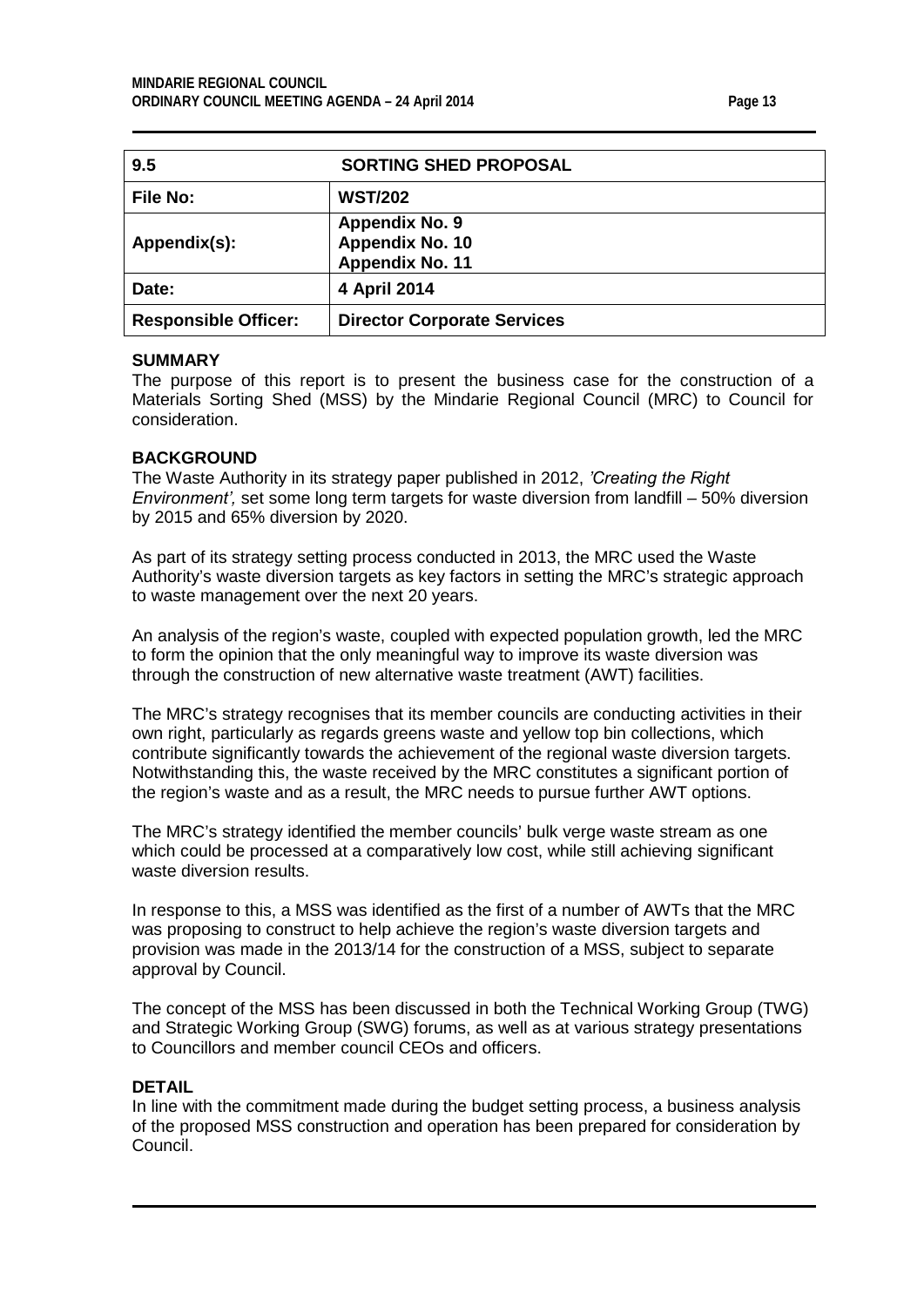| 9.5 | SORTING SHED PROPOSAL |
|---|---|
| **File No:** | **WST/202** |
| **Appendix(s):** | **Appendix No. 9**<br>**Appendix No. 10**<br>**Appendix No. 11** |
| **Date:** | **4 April 2014** |
| **Responsible Officer:** | **Director Corporate Services** |

## SUMMARY

The purpose of this report is to present the business case for the construction of a Materials Sorting Shed (MSS) by the Mindarie Regional Council (MRC) to Council for consideration.

## BACKGROUND

The Waste Authority in its strategy paper published in 2012, *'Creating the Right Environment',* set some long term targets for waste diversion from landfill – 50% diversion by 2015 and 65% diversion by 2020.

As part of its strategy setting process conducted in 2013, the MRC used the Waste Authority's waste diversion targets as key factors in setting the MRC's strategic approach to waste management over the next 20 years.

An analysis of the region's waste, coupled with expected population growth, led the MRC to form the opinion that the only meaningful way to improve its waste diversion was through the construction of new alternative waste treatment (AWT) facilities.

The MRC's strategy recognises that its member councils are conducting activities in their own right, particularly as regards greens waste and yellow top bin collections, which contribute significantly towards the achievement of the regional waste diversion targets. Notwithstanding this, the waste received by the MRC constitutes a significant portion of the region's waste and as a result, the MRC needs to pursue further AWT options.

The MRC's strategy identified the member councils' bulk verge waste stream as one which could be processed at a comparatively low cost, while still achieving significant waste diversion results.

In response to this, a MSS was identified as the first of a number of AWTs that the MRC was proposing to construct to help achieve the region's waste diversion targets and provision was made in the 2013/14 for the construction of a MSS, subject to separate approval by Council.

The concept of the MSS has been discussed in both the Technical Working Group (TWG) and Strategic Working Group (SWG) forums, as well as at various strategy presentations to Councillors and member council CEOs and officers.

## DETAIL

In line with the commitment made during the budget setting process, a business analysis of the proposed MSS construction and operation has been prepared for consideration by Council.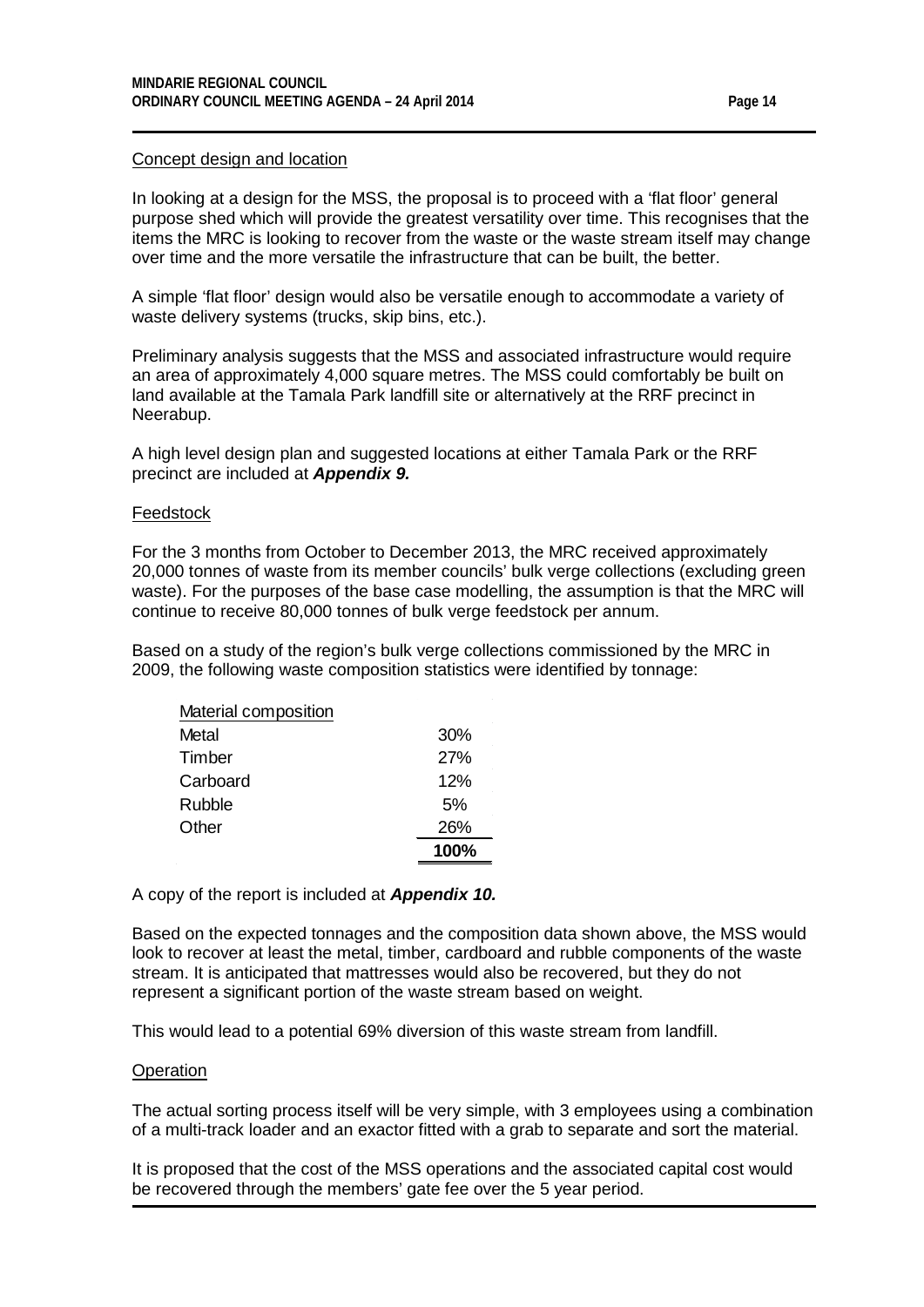## Concept design and location

In looking at a design for the MSS, the proposal is to proceed with a 'flat floor' general purpose shed which will provide the greatest versatility over time. This recognises that the items the MRC is looking to recover from the waste or the waste stream itself may change over time and the more versatile the infrastructure that can be built, the better.

A simple 'flat floor' design would also be versatile enough to accommodate a variety of waste delivery systems (trucks, skip bins, etc.).

Preliminary analysis suggests that the MSS and associated infrastructure would require an area of approximately 4,000 square metres. The MSS could comfortably be built on land available at the Tamala Park landfill site or alternatively at the RRF precinct in Neerabup.

A high level design plan and suggested locations at either Tamala Park or the RRF precinct are included at ***Appendix 9.***

## Feedstock

For the 3 months from October to December 2013, the MRC received approximately 20,000 tonnes of waste from its member councils' bulk verge collections (excluding green waste). For the purposes of the base case modelling, the assumption is that the MRC will continue to receive 80,000 tonnes of bulk verge feedstock per annum.

Based on a study of the region's bulk verge collections commissioned by the MRC in 2009, the following waste composition statistics were identified by tonnage:

| Material composition | |
|---|---|
| Metal | 30% |
| Timber | 27% |
| Carboard | 12% |
| Rubble | 5% |
| Other | 26% |
| | **100%** |

A copy of the report is included at ***Appendix 10.***

Based on the expected tonnages and the composition data shown above, the MSS would look to recover at least the metal, timber, cardboard and rubble components of the waste stream. It is anticipated that mattresses would also be recovered, but they do not represent a significant portion of the waste stream based on weight.

This would lead to a potential 69% diversion of this waste stream from landfill.

## Operation

The actual sorting process itself will be very simple, with 3 employees using a combination of a multi-track loader and an exactor fitted with a grab to separate and sort the material.

It is proposed that the cost of the MSS operations and the associated capital cost would be recovered through the members' gate fee over the 5 year period.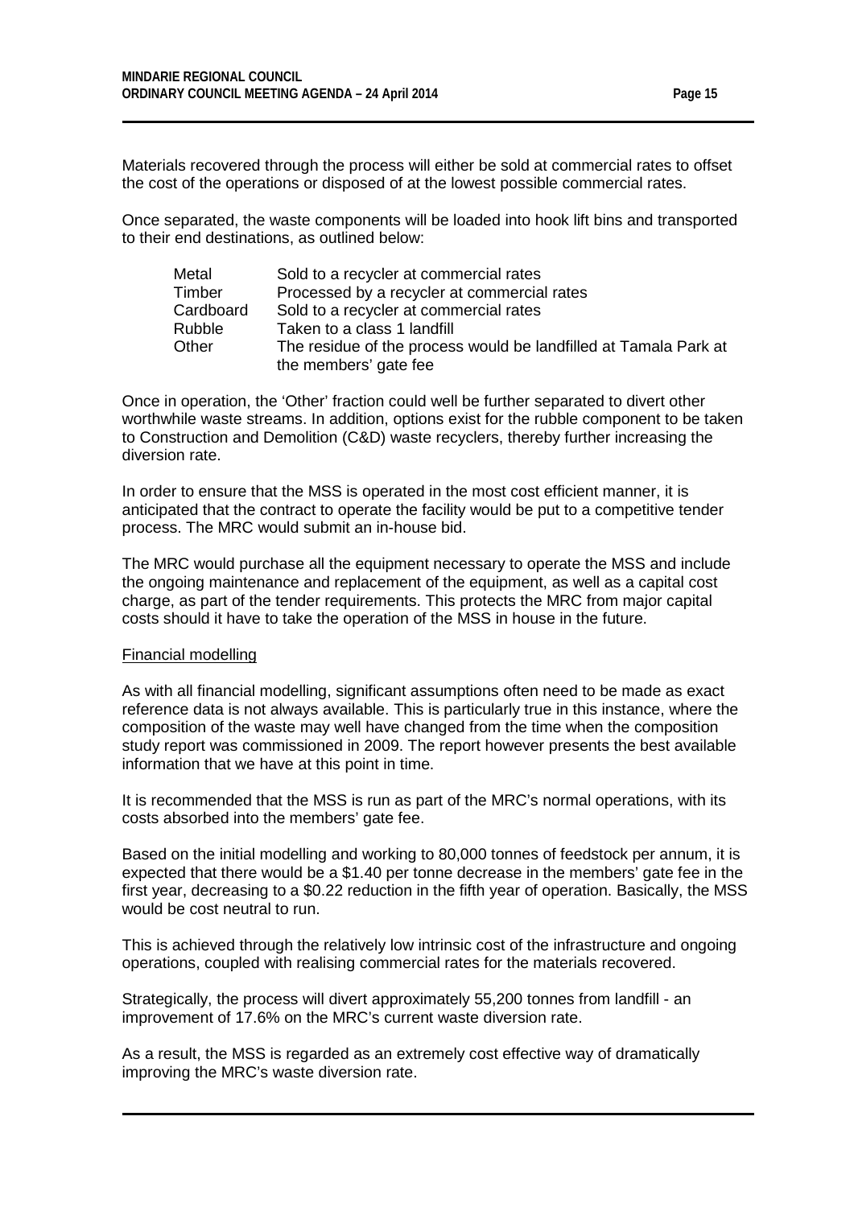Materials recovered through the process will either be sold at commercial rates to offset the cost of the operations or disposed of at the lowest possible commercial rates.

Once separated, the waste components will be loaded into hook lift bins and transported to their end destinations, as outlined below:

| | |
|---|---|
| Metal | Sold to a recycler at commercial rates |
| Timber | Processed by a recycler at commercial rates |
| Cardboard | Sold to a recycler at commercial rates |
| Rubble | Taken to a class 1 landfill |
| Other | The residue of the process would be landfilled at Tamala Park at the members' gate fee |

Once in operation, the 'Other' fraction could well be further separated to divert other worthwhile waste streams. In addition, options exist for the rubble component to be taken to Construction and Demolition (C&D) waste recyclers, thereby further increasing the diversion rate.

In order to ensure that the MSS is operated in the most cost efficient manner, it is anticipated that the contract to operate the facility would be put to a competitive tender process. The MRC would submit an in-house bid.

The MRC would purchase all the equipment necessary to operate the MSS and include the ongoing maintenance and replacement of the equipment, as well as a capital cost charge, as part of the tender requirements. This protects the MRC from major capital costs should it have to take the operation of the MSS in house in the future.

Financial modelling

As with all financial modelling, significant assumptions often need to be made as exact reference data is not always available. This is particularly true in this instance, where the composition of the waste may well have changed from the time when the composition study report was commissioned in 2009. The report however presents the best available information that we have at this point in time.

It is recommended that the MSS is run as part of the MRC's normal operations, with its costs absorbed into the members' gate fee.

Based on the initial modelling and working to 80,000 tonnes of feedstock per annum, it is expected that there would be a $1.40 per tonne decrease in the members' gate fee in the first year, decreasing to a $0.22 reduction in the fifth year of operation. Basically, the MSS would be cost neutral to run.

This is achieved through the relatively low intrinsic cost of the infrastructure and ongoing operations, coupled with realising commercial rates for the materials recovered.

Strategically, the process will divert approximately 55,200 tonnes from landfill - an improvement of 17.6% on the MRC's current waste diversion rate.

As a result, the MSS is regarded as an extremely cost effective way of dramatically improving the MRC's waste diversion rate.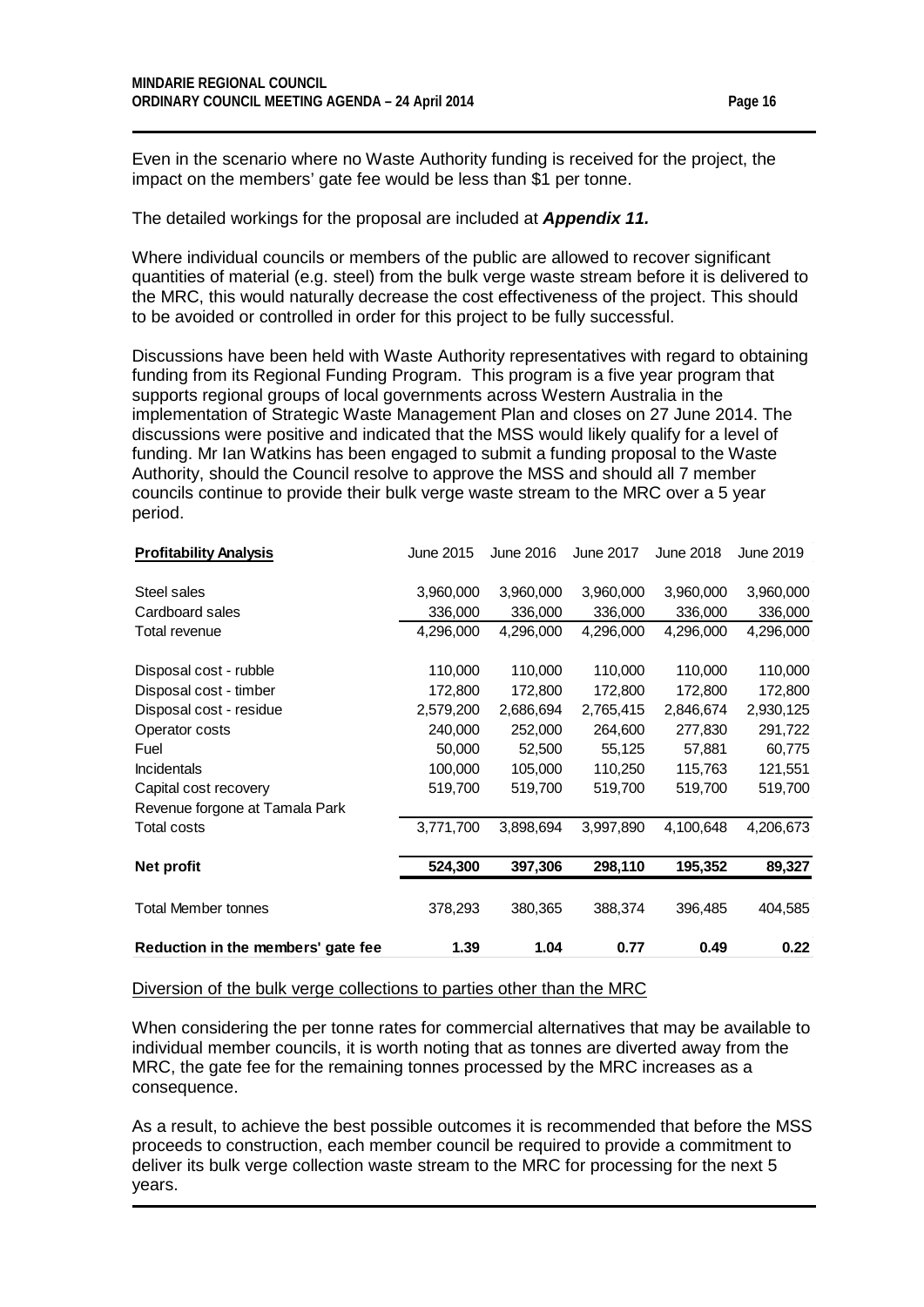Even in the scenario where no Waste Authority funding is received for the project, the impact on the members' gate fee would be less than $1 per tonne.

The detailed workings for the proposal are included at ***Appendix 11.***

Where individual councils or members of the public are allowed to recover significant quantities of material (e.g. steel) from the bulk verge waste stream before it is delivered to the MRC, this would naturally decrease the cost effectiveness of the project. This should to be avoided or controlled in order for this project to be fully successful.

Discussions have been held with Waste Authority representatives with regard to obtaining funding from its Regional Funding Program. This program is a five year program that supports regional groups of local governments across Western Australia in the implementation of Strategic Waste Management Plan and closes on 27 June 2014. The discussions were positive and indicated that the MSS would likely qualify for a level of funding. Mr Ian Watkins has been engaged to submit a funding proposal to the Waste Authority, should the Council resolve to approve the MSS and should all 7 member councils continue to provide their bulk verge waste stream to the MRC over a 5 year period.

| **Profitability Analysis** | June 2015 | June 2016 | June 2017 | June 2018 | June 2019 |
|---|---|---|---|---|---|
| Steel sales | 3,960,000 | 3,960,000 | 3,960,000 | 3,960,000 | 3,960,000 |
| Cardboard sales | 336,000 | 336,000 | 336,000 | 336,000 | 336,000 |
| Total revenue | 4,296,000 | 4,296,000 | 4,296,000 | 4,296,000 | 4,296,000 |
| Disposal cost - rubble | 110,000 | 110,000 | 110,000 | 110,000 | 110,000 |
| Disposal cost - timber | 172,800 | 172,800 | 172,800 | 172,800 | 172,800 |
| Disposal cost - residue | 2,579,200 | 2,686,694 | 2,765,415 | 2,846,674 | 2,930,125 |
| Operator costs | 240,000 | 252,000 | 264,600 | 277,830 | 291,722 |
| Fuel | 50,000 | 52,500 | 55,125 | 57,881 | 60,775 |
| Incidentals | 100,000 | 105,000 | 110,250 | 115,763 | 121,551 |
| Capital cost recovery | 519,700 | 519,700 | 519,700 | 519,700 | 519,700 |
| Revenue forgone at Tamala Park | | | | | |
| Total costs | 3,771,700 | 3,898,694 | 3,997,890 | 4,100,648 | 4,206,673 |
| **Net profit** | **524,300** | **397,306** | **298,110** | **195,352** | **89,327** |
| Total Member tonnes | 378,293 | 380,365 | 388,374 | 396,485 | 404,585 |
| **Reduction in the members' gate fee** | **1.39** | **1.04** | **0.77** | **0.49** | **0.22** |

Diversion of the bulk verge collections to parties other than the MRC

When considering the per tonne rates for commercial alternatives that may be available to individual member councils, it is worth noting that as tonnes are diverted away from the MRC, the gate fee for the remaining tonnes processed by the MRC increases as a consequence.

As a result, to achieve the best possible outcomes it is recommended that before the MSS proceeds to construction, each member council be required to provide a commitment to deliver its bulk verge collection waste stream to the MRC for processing for the next 5 years.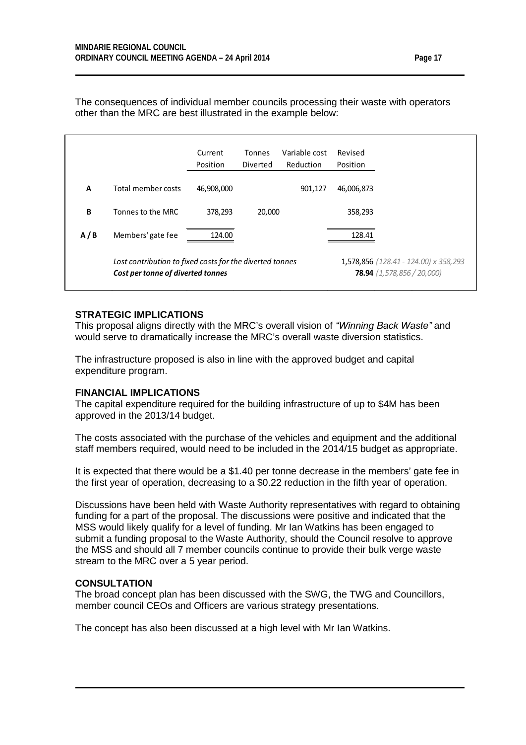The consequences of individual member councils processing their waste with operators other than the MRC are best illustrated in the example below:

| | | Current Position | Tonnes Diverted | Variable cost Reduction | Revised Position | |
|---|---|---|---|---|---|---|
| **A** | Total member costs | 46,908,000 | | 901,127 | 46,006,873 | |
| **B** | Tonnes to the MRC | 378,293 | 20,000 | | 358,293 | |
| **A / B** | Members' gate fee | 124.00 | | | 128.41 | |
| | *Lost contribution to fixed costs for the diverted tonnes* | | | | 1,578,856 | *(128.41 - 124.00) x 358,293* |
| | ***Cost per tonne of diverted tonnes*** | | | | **78.94** | *(1,578,856 / 20,000)* |

**STRATEGIC IMPLICATIONS**

This proposal aligns directly with the MRC's overall vision of *"Winning Back Waste"* and would serve to dramatically increase the MRC's overall waste diversion statistics.

The infrastructure proposed is also in line with the approved budget and capital expenditure program.

**FINANCIAL IMPLICATIONS**

The capital expenditure required for the building infrastructure of up to $4M has been approved in the 2013/14 budget.

The costs associated with the purchase of the vehicles and equipment and the additional staff members required, would need to be included in the 2014/15 budget as appropriate.

It is expected that there would be a $1.40 per tonne decrease in the members' gate fee in the first year of operation, decreasing to a $0.22 reduction in the fifth year of operation.

Discussions have been held with Waste Authority representatives with regard to obtaining funding for a part of the proposal. The discussions were positive and indicated that the MSS would likely qualify for a level of funding. Mr Ian Watkins has been engaged to submit a funding proposal to the Waste Authority, should the Council resolve to approve the MSS and should all 7 member councils continue to provide their bulk verge waste stream to the MRC over a 5 year period.

**CONSULTATION**

The broad concept plan has been discussed with the SWG, the TWG and Councillors, member council CEOs and Officers are various strategy presentations.

The concept has also been discussed at a high level with Mr Ian Watkins.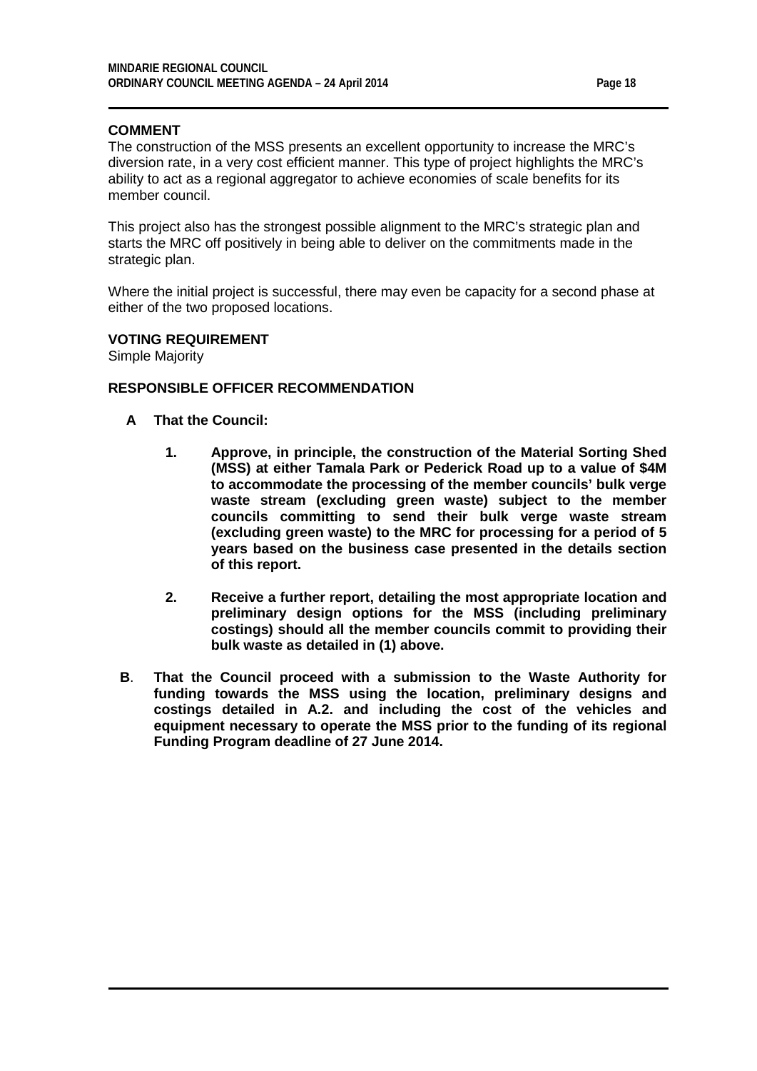**COMMENT**

The construction of the MSS presents an excellent opportunity to increase the MRC's diversion rate, in a very cost efficient manner. This type of project highlights the MRC's ability to act as a regional aggregator to achieve economies of scale benefits for its member council.

This project also has the strongest possible alignment to the MRC's strategic plan and starts the MRC off positively in being able to deliver on the commitments made in the strategic plan.

Where the initial project is successful, there may even be capacity for a second phase at either of the two proposed locations.

**VOTING REQUIREMENT**

Simple Majority

**RESPONSIBLE OFFICER RECOMMENDATION**

**A That the Council:**

**1. Approve, in principle, the construction of the Material Sorting Shed (MSS) at either Tamala Park or Pederick Road up to a value of $4M to accommodate the processing of the member councils' bulk verge waste stream (excluding green waste) subject to the member councils committing to send their bulk verge waste stream (excluding green waste) to the MRC for processing for a period of 5 years based on the business case presented in the details section of this report.**

**2. Receive a further report, detailing the most appropriate location and preliminary design options for the MSS (including preliminary costings) should all the member councils commit to providing their bulk waste as detailed in (1) above.**

**B. That the Council proceed with a submission to the Waste Authority for funding towards the MSS using the location, preliminary designs and costings detailed in A.2. and including the cost of the vehicles and equipment necessary to operate the MSS prior to the funding of its regional Funding Program deadline of 27 June 2014.**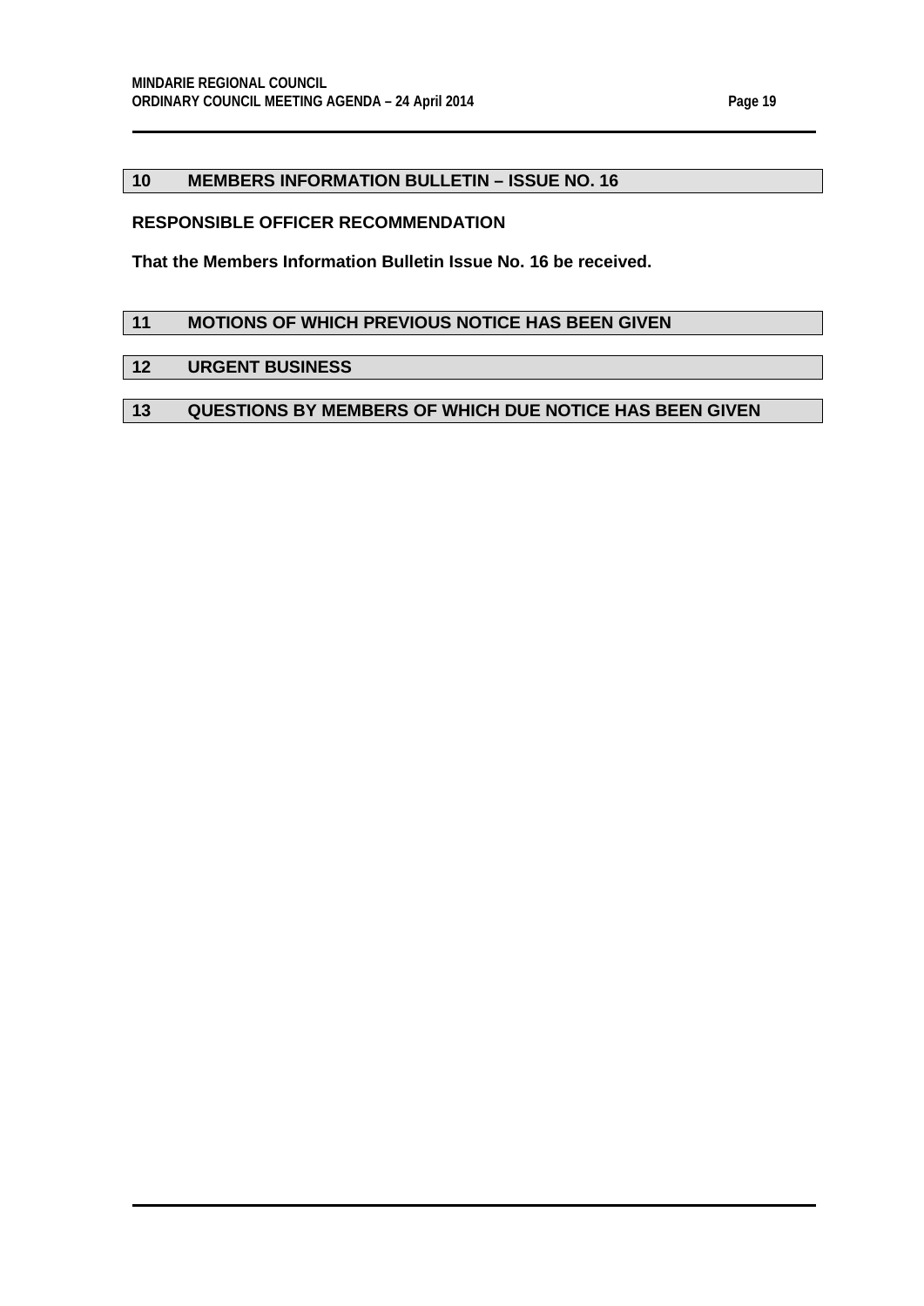## 10 MEMBERS INFORMATION BULLETIN – ISSUE NO. 16

**RESPONSIBLE OFFICER RECOMMENDATION**

**That the Members Information Bulletin Issue No. 16 be received.**

## 11 MOTIONS OF WHICH PREVIOUS NOTICE HAS BEEN GIVEN

## 12 URGENT BUSINESS

## 13 QUESTIONS BY MEMBERS OF WHICH DUE NOTICE HAS BEEN GIVEN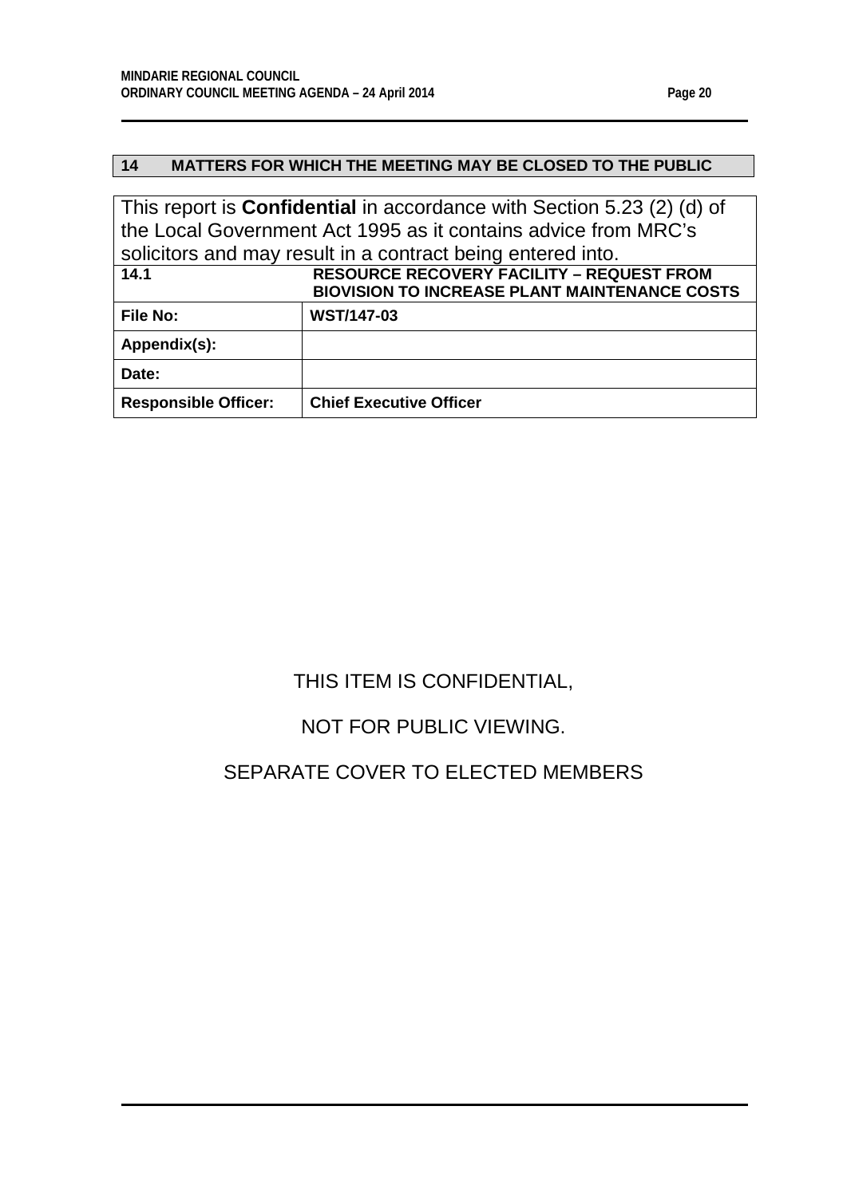## 14 MATTERS FOR WHICH THE MEETING MAY BE CLOSED TO THE PUBLIC

This report is **Confidential** in accordance with Section 5.23 (2) (d) of the Local Government Act 1995 as it contains advice from MRC's solicitors and may result in a contract being entered into.

| **14.1** | **RESOURCE RECOVERY FACILITY – REQUEST FROM BIOVISION TO INCREASE PLANT MAINTENANCE COSTS** |
|---|---|
| **File No:** | **WST/147-03** |
| **Appendix(s):** | |
| **Date:** | |
| **Responsible Officer:** | **Chief Executive Officer** |

THIS ITEM IS CONFIDENTIAL,

NOT FOR PUBLIC VIEWING.

SEPARATE COVER TO ELECTED MEMBERS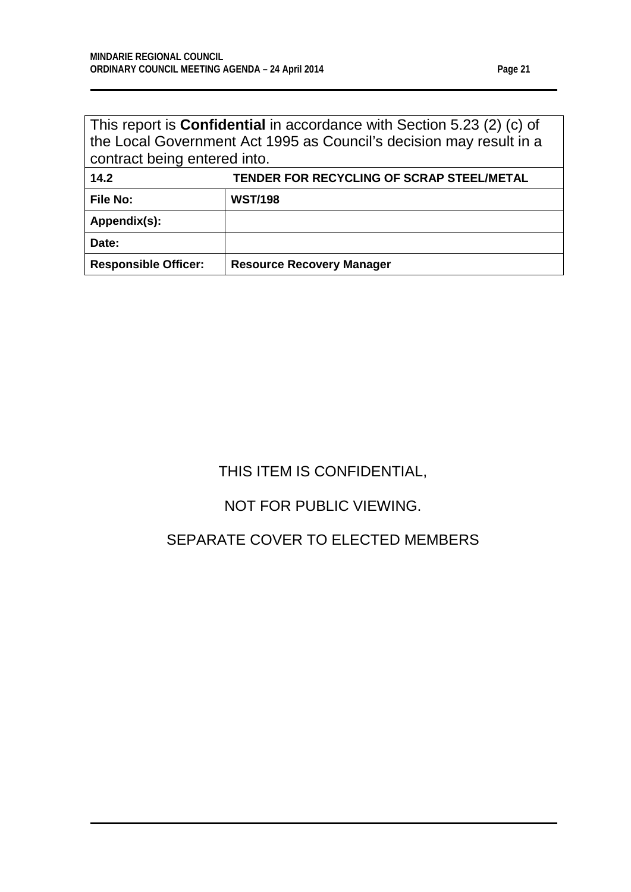This report is **Confidential** in accordance with Section 5.23 (2) (c) of the Local Government Act 1995 as Council's decision may result in a contract being entered into.

| **14.2** | **TENDER FOR RECYCLING OF SCRAP STEEL/METAL** |
|---|---|
| **File No:** | **WST/198** |
| **Appendix(s):** | |
| **Date:** | |
| **Responsible Officer:** | **Resource Recovery Manager** |

THIS ITEM IS CONFIDENTIAL,

NOT FOR PUBLIC VIEWING.

SEPARATE COVER TO ELECTED MEMBERS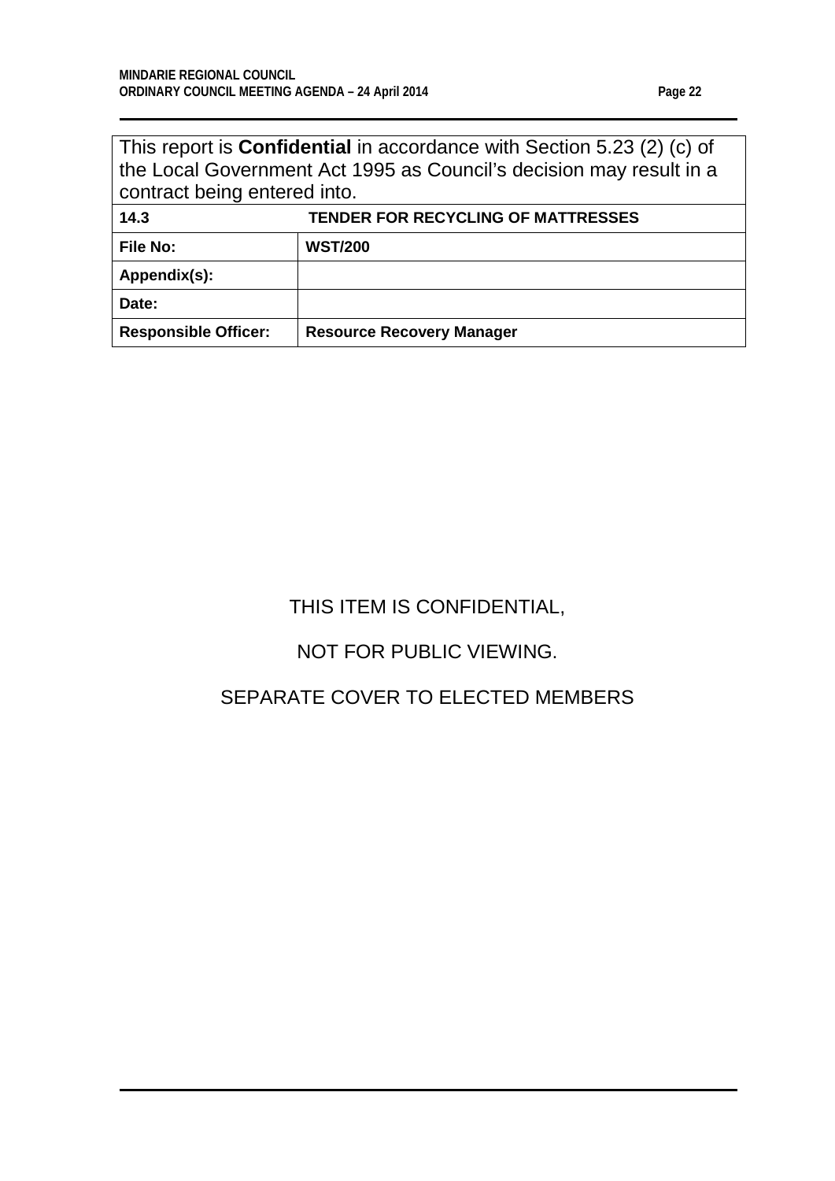| This report is **Confidential** in accordance with Section 5.23 (2) (c) of the Local Government Act 1995 as Council's decision may result in a contract being entered into. | |
|---|---|
| **14.3** | **TENDER FOR RECYCLING OF MATTRESSES** |
| **File No:** | **WST/200** |
| **Appendix(s):** | |
| **Date:** | |
| **Responsible Officer:** | **Resource Recovery Manager** |

THIS ITEM IS CONFIDENTIAL,

NOT FOR PUBLIC VIEWING.

SEPARATE COVER TO ELECTED MEMBERS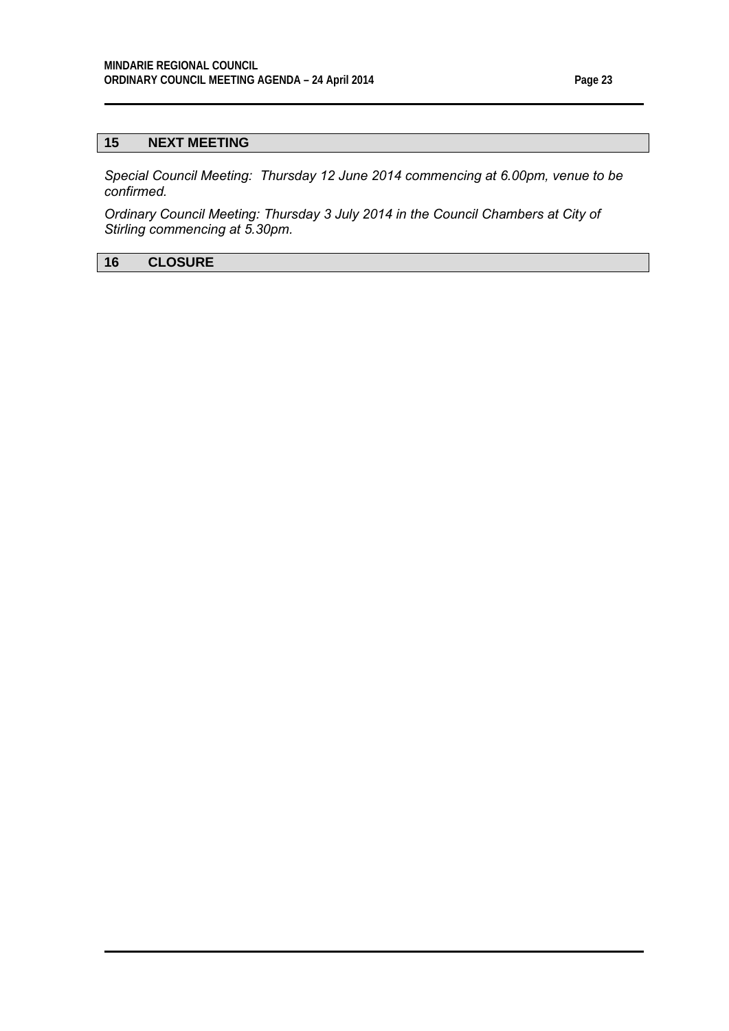## 15 NEXT MEETING

*Special Council Meeting: Thursday 12 June 2014 commencing at 6.00pm, venue to be confirmed.*

*Ordinary Council Meeting: Thursday 3 July 2014 in the Council Chambers at City of Stirling commencing at 5.30pm.*

## 16 CLOSURE